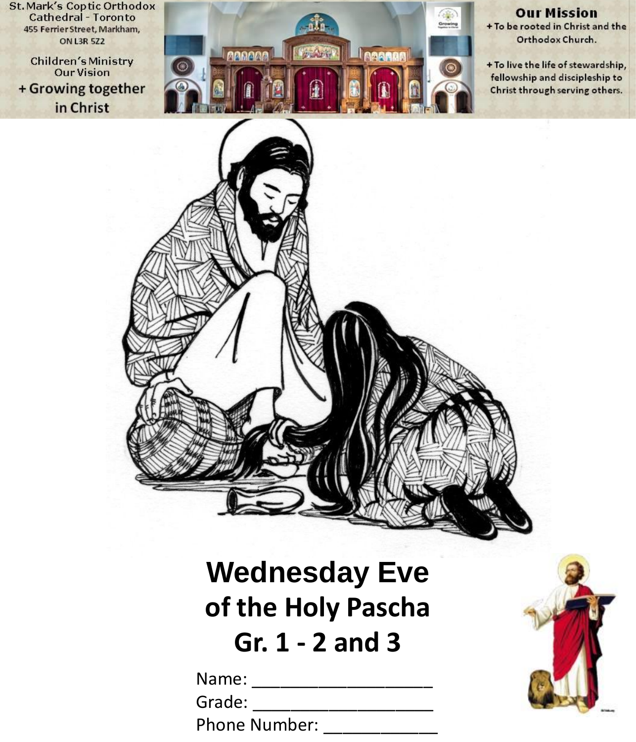St. Mark's Coptic Orthodox Cathedral - Toronto
455 Ferrier Street, Markham, ON L3R 5Z2

Children's Ministry
Our Vision
+ Growing together in Christ

**Our Mission**
+ To be rooted in Christ and the Orthodox Church.

+ To live the life of stewardship, fellowship and discipleship to Christ through serving others.

# Wednesday Eve of the Holy Pascha
# Gr. 1 - 2 and 3

Name: ___________________

Grade: ___________________

Phone Number: ____________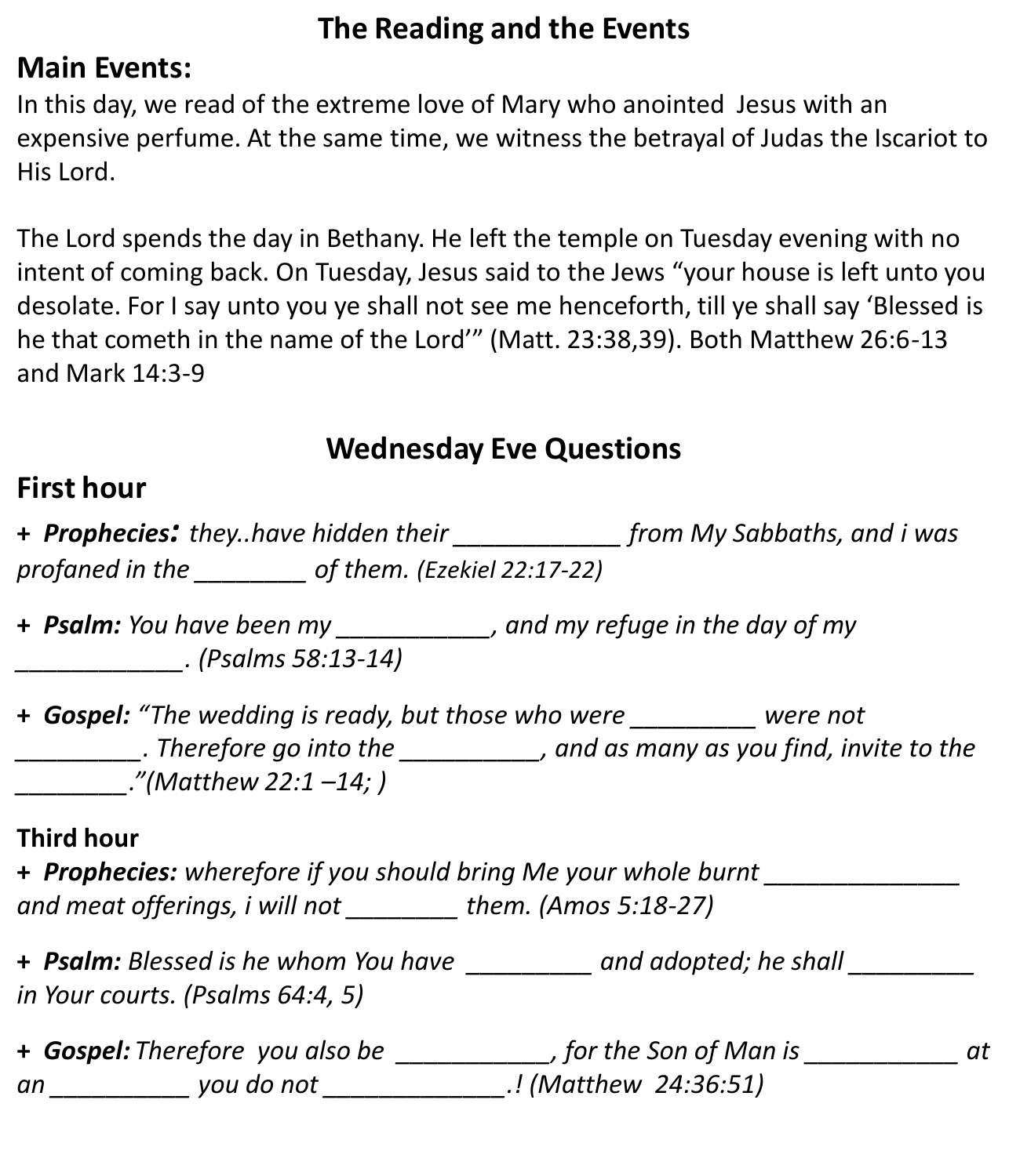# The Reading and the Events

## Main Events:

In this day, we read of the extreme love of Mary who anointed Jesus with an expensive perfume. At the same time, we witness the betrayal of Judas the Iscariot to His Lord.

The Lord spends the day in Bethany. He left the temple on Tuesday evening with no intent of coming back. On Tuesday, Jesus said to the Jews "your house is left unto you desolate. For I say unto you ye shall not see me henceforth, till ye shall say 'Blessed is he that cometh in the name of the Lord'" (Matt. 23:38,39). Both Matthew 26:6-13 and Mark 14:3-9

# Wednesday Eve Questions

## First hour

+ ***Prophecies:*** *they..have hidden their ____________ from My Sabbaths, and i was profaned in the ________ of them. (Ezekiel 22:17-22)*

+ ***Psalm:*** *You have been my ___________, and my refuge in the day of my ____________. (Psalms 58:13-14)*

+ ***Gospel:*** *"The wedding is ready, but those who were _________ were not _________. Therefore go into the __________, and as many as you find, invite to the ________."(Matthew 22:1 –14; )*

## Third hour

+ ***Prophecies:*** *wherefore if you should bring Me your whole burnt ______________ and meat offerings, i will not ________ them. (Amos 5:18-27)*

+ ***Psalm:*** *Blessed is he whom You have _________ and adopted; he shall _________ in Your courts. (Psalms 64:4, 5)*

+ ***Gospel:*** *Therefore you also be ___________, for the Son of Man is ___________ at an __________ you do not _____________.! (Matthew 24:36:51)*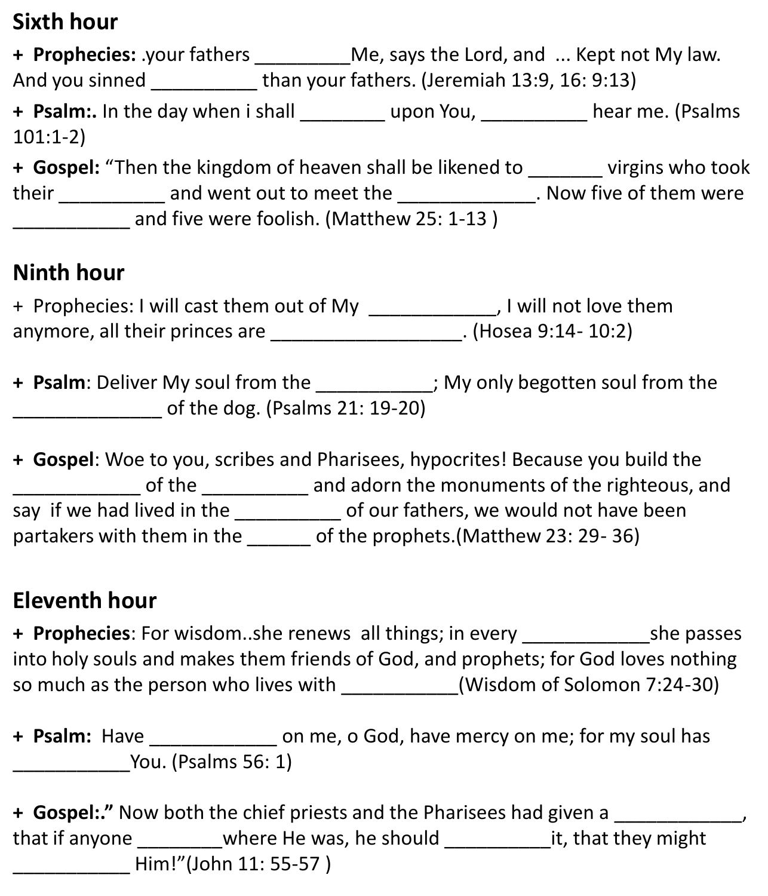## Sixth hour

+ **Prophecies:** .your fathers _________Me, says the Lord, and ... Kept not My law. And you sinned __________ than your fathers. (Jeremiah 13:9, 16: 9:13)

+ **Psalm:.** In the day when i shall ________ upon You, __________ hear me. (Psalms 101:1-2)

+ **Gospel:** "Then the kingdom of heaven shall be likened to _______ virgins who took their __________ and went out to meet the _____________. Now five of them were ___________ and five were foolish. (Matthew 25: 1-13 )

## Ninth hour

+ Prophecies: I will cast them out of My ____________, I will not love them anymore, all their princes are __________________. (Hosea 9:14- 10:2)

+ **Psalm**: Deliver My soul from the ___________; My only begotten soul from the ______________ of the dog. (Psalms 21: 19-20)

+ **Gospel**: Woe to you, scribes and Pharisees, hypocrites! Because you build the ____________ of the __________ and adorn the monuments of the righteous, and say if we had lived in the __________ of our fathers, we would not have been partakers with them in the ______ of the prophets.(Matthew 23: 29- 36)

## Eleventh hour

+ **Prophecies**: For wisdom..she renews all things; in every ____________she passes into holy souls and makes them friends of God, and prophets; for God loves nothing so much as the person who lives with ___________(Wisdom of Solomon 7:24-30)

+ **Psalm:** Have ____________ on me, o God, have mercy on me; for my soul has ___________You. (Psalms 56: 1)

+ **Gospel:."** Now both the chief priests and the Pharisees had given a ____________, that if anyone ________where He was, he should __________it, that they might ___________ Him!"(John 11: 55-57 )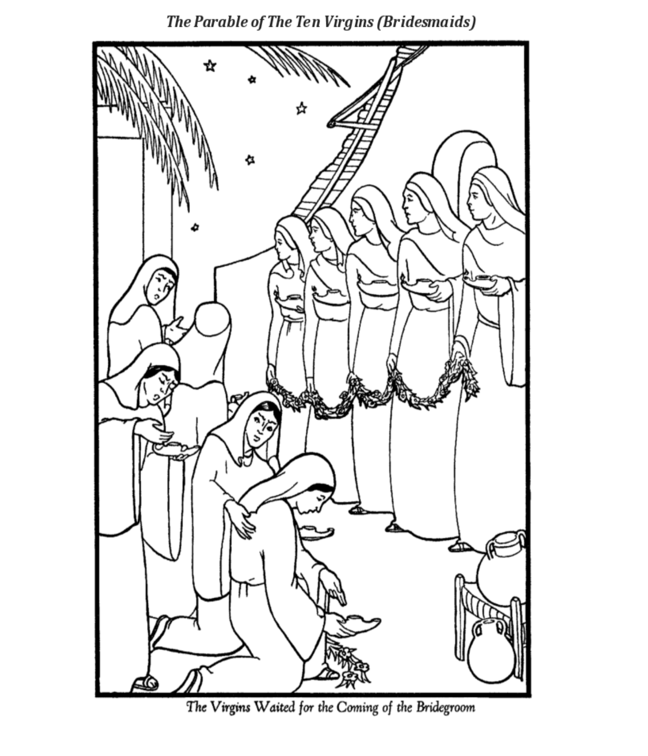*The Parable of The Ten Virgins (Bridesmaids)*

The Virgins Waited for the Coming of the Bridegroom